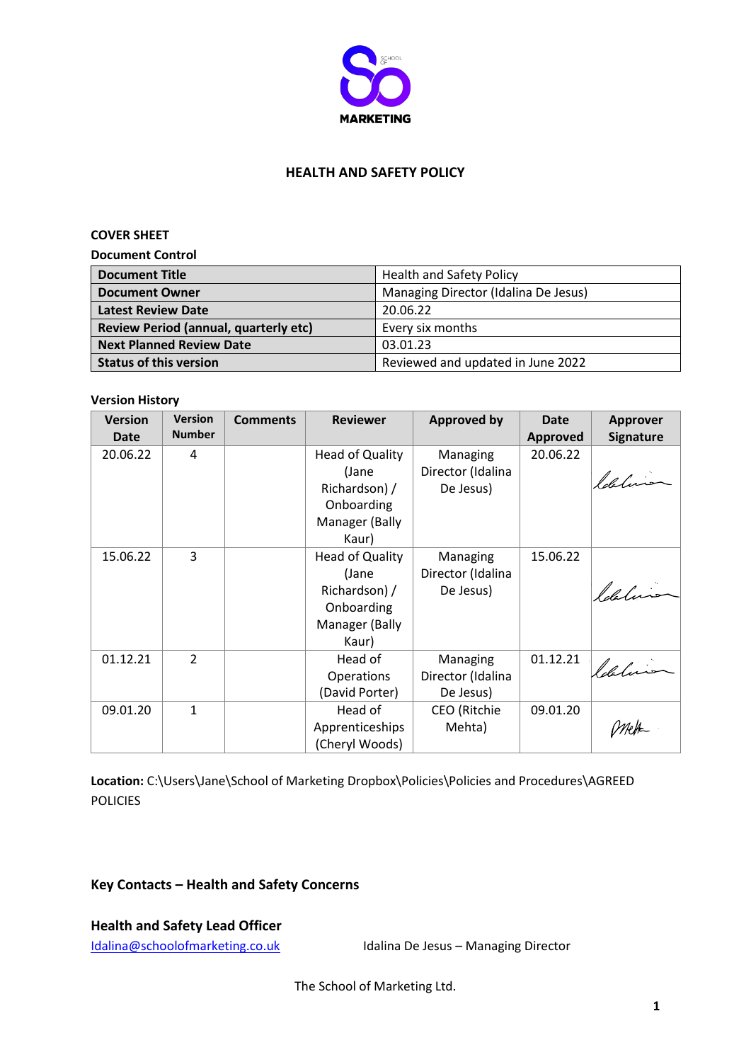# HEALTH AND SAFETY POLICY

**COVER SHEET**

**Document Control**

| **Document Title** | Health and Safety Policy |
|---|---|
| **Document Owner** | Managing Director (Idalina De Jesus) |
| **Latest Review Date** | 20.06.22 |
| **Review Period (annual, quarterly etc)** | Every six months |
| **Next Planned Review Date** | 03.01.23 |
| **Status of this version** | Reviewed and updated in June 2022 |

**Version History**

| Version Date | Version Number | Comments | Reviewer | Approved by | Date Approved | Approver Signature |
|---|---|---|---|---|---|---|
| 20.06.22 | 4 | | Head of Quality (Jane Richardson) / Onboarding Manager (Bally Kaur) | Managing Director (Idalina De Jesus) | 20.06.22 | |
| 15.06.22 | 3 | | Head of Quality (Jane Richardson) / Onboarding Manager (Bally Kaur) | Managing Director (Idalina De Jesus) | 15.06.22 | |
| 01.12.21 | 2 | | Head of Operations (David Porter) | Managing Director (Idalina De Jesus) | 01.12.21 | |
| 09.01.20 | 1 | | Head of Apprenticeships (Cheryl Woods) | CEO (Ritchie Mehta) | 09.01.20 | |

**Location:** C:\Users\Jane\School of Marketing Dropbox\Policies\Policies and Procedures\AGREED POLICIES

## Key Contacts – Health and Safety Concerns

### Health and Safety Lead Officer

Idalina@schoolofmarketing.co.uk Idalina De Jesus – Managing Director

The School of Marketing Ltd.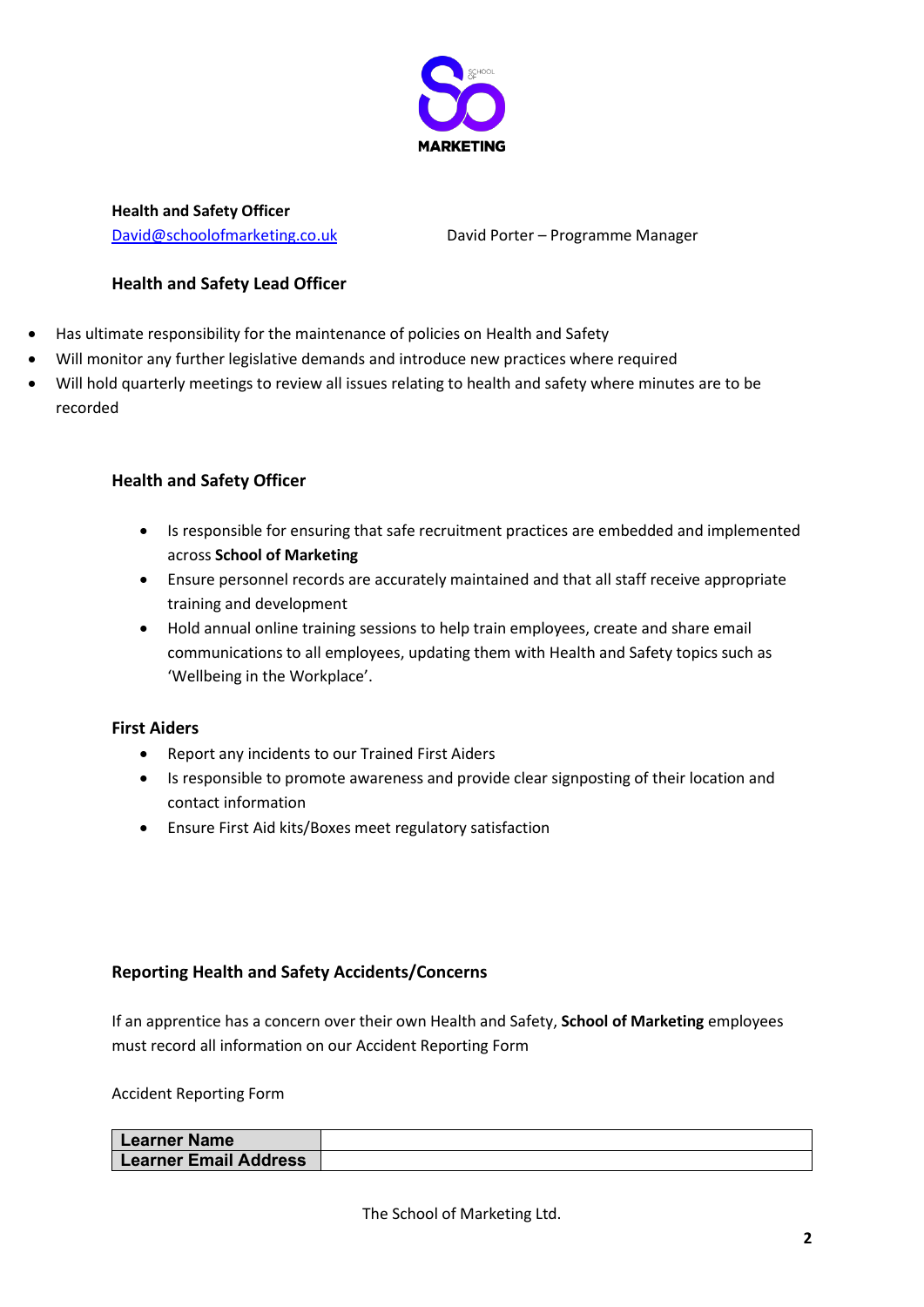**Health and Safety Officer**
[David@schoolofmarketing.co.uk](mailto:David@schoolofmarketing.co.uk) David Porter – Programme Manager

### Health and Safety Lead Officer

- Has ultimate responsibility for the maintenance of policies on Health and Safety
- Will monitor any further legislative demands and introduce new practices where required
- Will hold quarterly meetings to review all issues relating to health and safety where minutes are to be recorded

### Health and Safety Officer

- Is responsible for ensuring that safe recruitment practices are embedded and implemented across **School of Marketing**
- Ensure personnel records are accurately maintained and that all staff receive appropriate training and development
- Hold annual online training sessions to help train employees, create and share email communications to all employees, updating them with Health and Safety topics such as 'Wellbeing in the Workplace'.

### First Aiders

- Report any incidents to our Trained First Aiders
- Is responsible to promote awareness and provide clear signposting of their location and contact information
- Ensure First Aid kits/Boxes meet regulatory satisfaction

### Reporting Health and Safety Accidents/Concerns

If an apprentice has a concern over their own Health and Safety, **School of Marketing** employees must record all information on our Accident Reporting Form

Accident Reporting Form

| **Learner Name** | |
|---|---|
| **Learner Email Address** | |

The School of Marketing Ltd.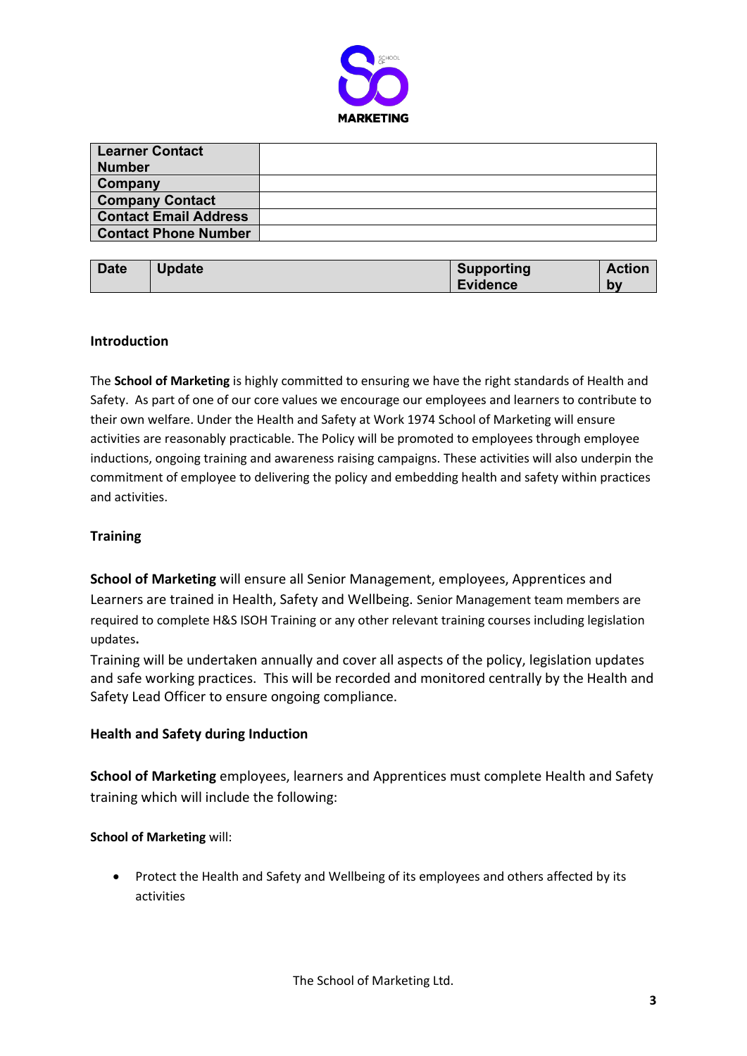| Learner Contact Number | |
|---|---|
| Company | |
| Company Contact | |
| Contact Email Address | |
| Contact Phone Number | |

| Date | Update | Supporting Evidence | Action by |
|---|---|---|---|

**Introduction**

The **School of Marketing** is highly committed to ensuring we have the right standards of Health and Safety. As part of one of our core values we encourage our employees and learners to contribute to their own welfare. Under the Health and Safety at Work 1974 School of Marketing will ensure activities are reasonably practicable. The Policy will be promoted to employees through employee inductions, ongoing training and awareness raising campaigns. These activities will also underpin the commitment of employee to delivering the policy and embedding health and safety within practices and activities.

**Training**

**School of Marketing** will ensure all Senior Management, employees, Apprentices and Learners are trained in Health, Safety and Wellbeing. Senior Management team members are required to complete H&S ISOH Training or any other relevant training courses including legislation updates**.**

Training will be undertaken annually and cover all aspects of the policy, legislation updates and safe working practices. This will be recorded and monitored centrally by the Health and Safety Lead Officer to ensure ongoing compliance.

**Health and Safety during Induction**

**School of Marketing** employees, learners and Apprentices must complete Health and Safety training which will include the following:

**School of Marketing** will:

- Protect the Health and Safety and Wellbeing of its employees and others affected by its activities

The School of Marketing Ltd.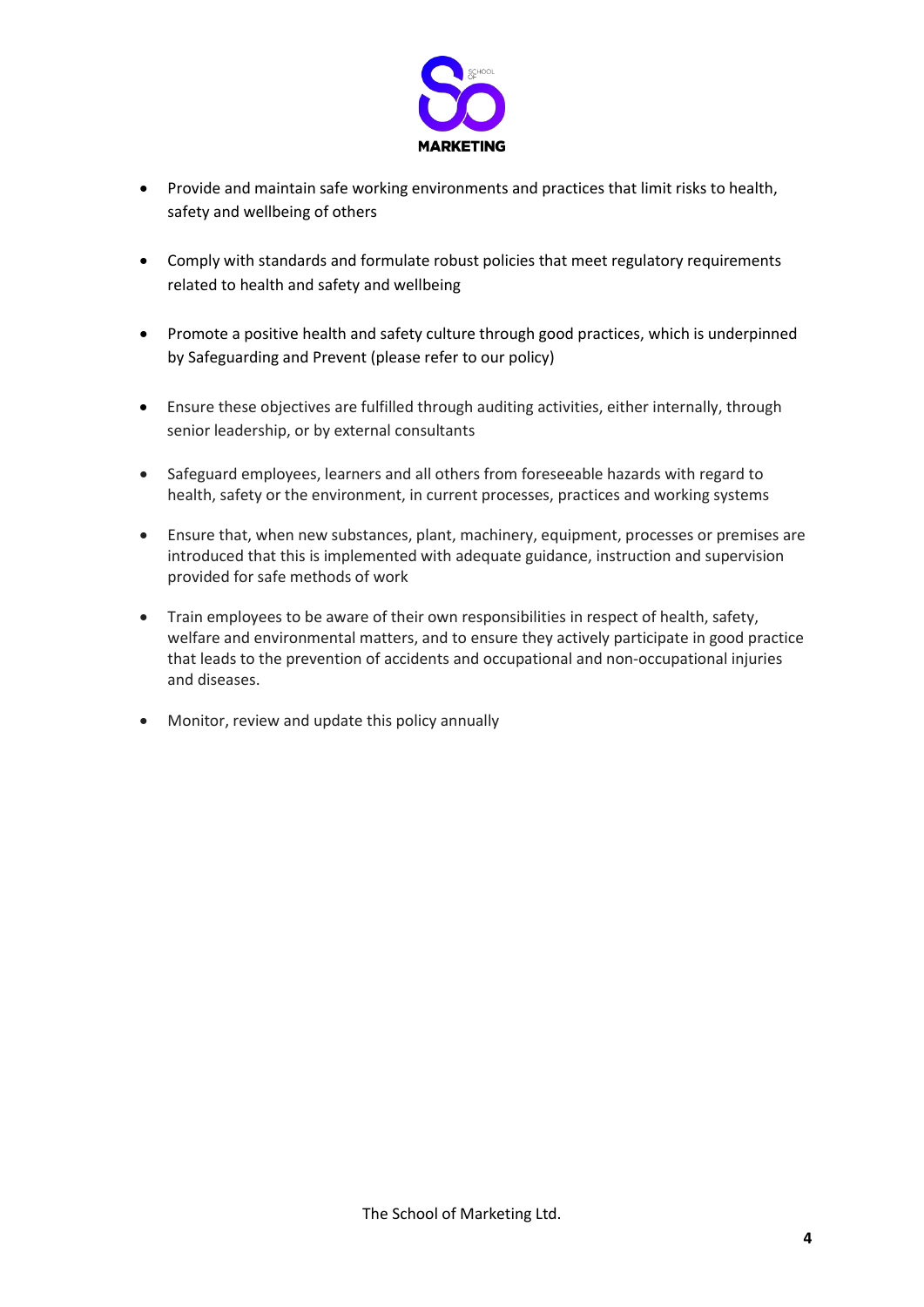- Provide and maintain safe working environments and practices that limit risks to health, safety and wellbeing of others

- Comply with standards and formulate robust policies that meet regulatory requirements related to health and safety and wellbeing

- Promote a positive health and safety culture through good practices, which is underpinned by Safeguarding and Prevent (please refer to our policy)

- Ensure these objectives are fulfilled through auditing activities, either internally, through senior leadership, or by external consultants

- Safeguard employees, learners and all others from foreseeable hazards with regard to health, safety or the environment, in current processes, practices and working systems

- Ensure that, when new substances, plant, machinery, equipment, processes or premises are introduced that this is implemented with adequate guidance, instruction and supervision provided for safe methods of work

- Train employees to be aware of their own responsibilities in respect of health, safety, welfare and environmental matters, and to ensure they actively participate in good practice that leads to the prevention of accidents and occupational and non-occupational injuries and diseases.

- Monitor, review and update this policy annually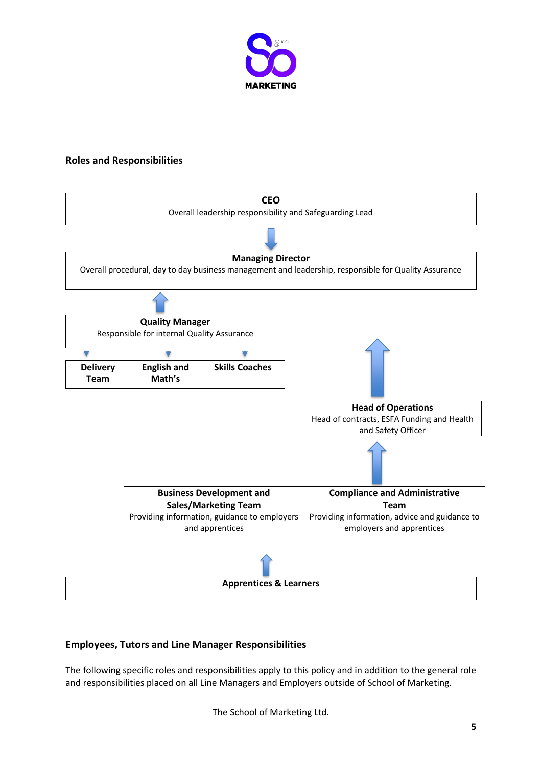## Roles and Responsibilities

**CEO**
Overall leadership responsibility and Safeguarding Lead

**Managing Director**
Overall procedural, day to day business management and leadership, responsible for Quality Assurance

**Quality Manager**
Responsible for internal Quality Assurance

| Delivery Team | English and Math's | Skills Coaches |
|---|---|---|

**Head of Operations**
Head of contracts, ESFA Funding and Health and Safety Officer

| Business Development and Sales/Marketing Team | Compliance and Administrative Team |
|---|---|
| Providing information, guidance to employers and apprentices | Providing information, advice and guidance to employers and apprentices |

**Apprentices & Learners**

## Employees, Tutors and Line Manager Responsibilities

The following specific roles and responsibilities apply to this policy and in addition to the general role and responsibilities placed on all Line Managers and Employers outside of School of Marketing.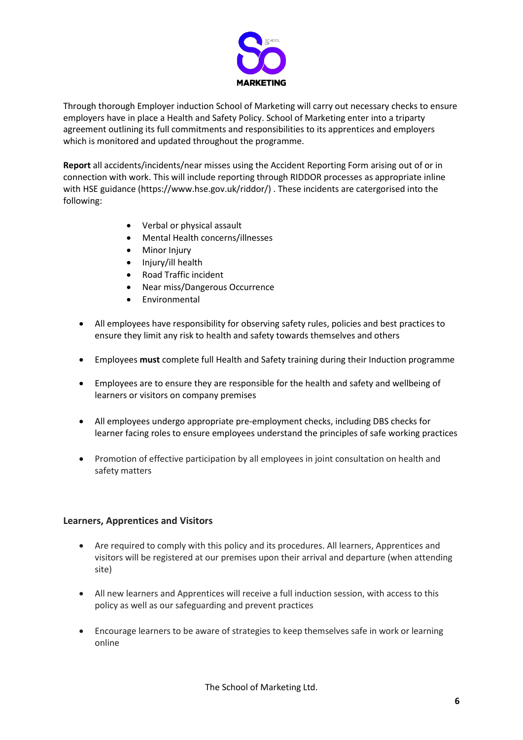Through thorough Employer induction School of Marketing will carry out necessary checks to ensure employers have in place a Health and Safety Policy. School of Marketing enter into a triparty agreement outlining its full commitments and responsibilities to its apprentices and employers which is monitored and updated throughout the programme.

**Report** all accidents/incidents/near misses using the Accident Reporting Form arising out of or in connection with work. This will include reporting through RIDDOR processes as appropriate inline with HSE guidance (https://www.hse.gov.uk/riddor/) . These incidents are catergorised into the following:

- Verbal or physical assault
- Mental Health concerns/illnesses
- Minor Injury
- Injury/ill health
- Road Traffic incident
- Near miss/Dangerous Occurrence
- Environmental

- All employees have responsibility for observing safety rules, policies and best practices to ensure they limit any risk to health and safety towards themselves and others
- Employees **must** complete full Health and Safety training during their Induction programme
- Employees are to ensure they are responsible for the health and safety and wellbeing of learners or visitors on company premises
- All employees undergo appropriate pre-employment checks, including DBS checks for learner facing roles to ensure employees understand the principles of safe working practices
- Promotion of effective participation by all employees in joint consultation on health and safety matters

### Learners, Apprentices and Visitors

- Are required to comply with this policy and its procedures. All learners, Apprentices and visitors will be registered at our premises upon their arrival and departure (when attending site)
- All new learners and Apprentices will receive a full induction session, with access to this policy as well as our safeguarding and prevent practices
- Encourage learners to be aware of strategies to keep themselves safe in work or learning online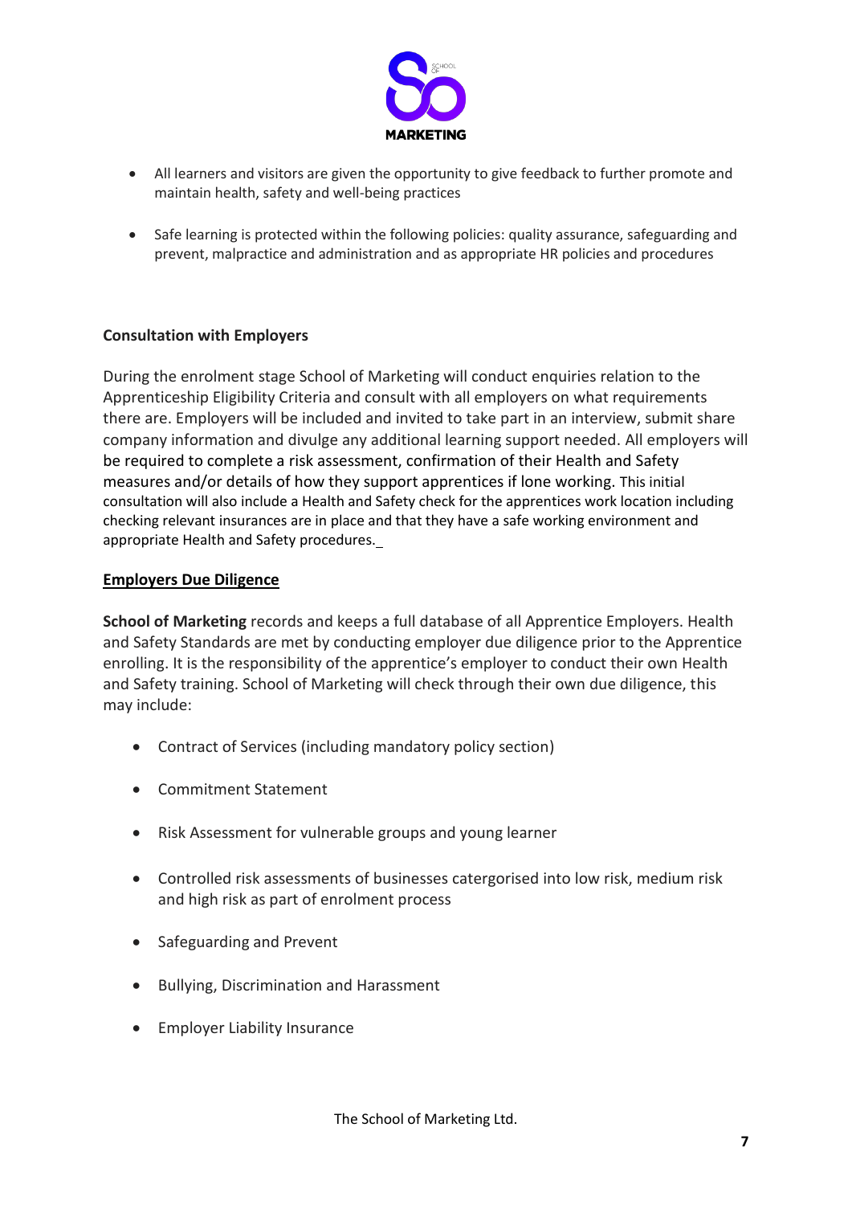- All learners and visitors are given the opportunity to give feedback to further promote and maintain health, safety and well-being practices

- Safe learning is protected within the following policies: quality assurance, safeguarding and prevent, malpractice and administration and as appropriate HR policies and procedures

**Consultation with Employers**

During the enrolment stage School of Marketing will conduct enquiries relation to the Apprenticeship Eligibility Criteria and consult with all employers on what requirements there are. Employers will be included and invited to take part in an interview, submit share company information and divulge any additional learning support needed. All employers will be required to complete a risk assessment, confirmation of their Health and Safety measures and/or details of how they support apprentices if lone working. This initial consultation will also include a Health and Safety check for the apprentices work location including checking relevant insurances are in place and that they have a safe working environment and appropriate Health and Safety procedures.

**Employers Due Diligence**

**School of Marketing** records and keeps a full database of all Apprentice Employers. Health and Safety Standards are met by conducting employer due diligence prior to the Apprentice enrolling. It is the responsibility of the apprentice's employer to conduct their own Health and Safety training. School of Marketing will check through their own due diligence, this may include:

- Contract of Services (including mandatory policy section)
- Commitment Statement
- Risk Assessment for vulnerable groups and young learner
- Controlled risk assessments of businesses catergorised into low risk, medium risk and high risk as part of enrolment process
- Safeguarding and Prevent
- Bullying, Discrimination and Harassment
- Employer Liability Insurance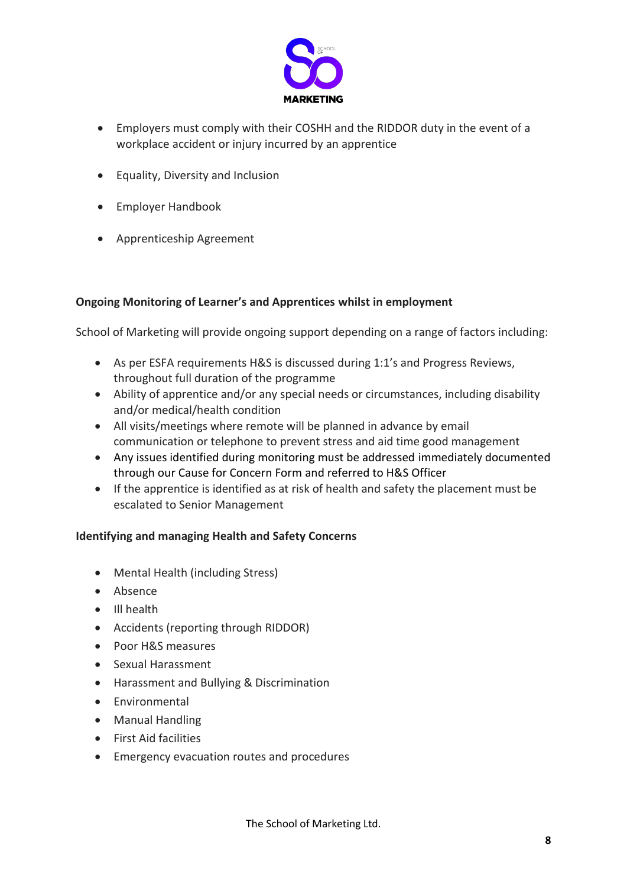- Employers must comply with their COSHH and the RIDDOR duty in the event of a workplace accident or injury incurred by an apprentice
- Equality, Diversity and Inclusion
- Employer Handbook
- Apprenticeship Agreement

**Ongoing Monitoring of Learner's and Apprentices whilst in employment**

School of Marketing will provide ongoing support depending on a range of factors including:

- As per ESFA requirements H&S is discussed during 1:1's and Progress Reviews, throughout full duration of the programme
- Ability of apprentice and/or any special needs or circumstances, including disability and/or medical/health condition
- All visits/meetings where remote will be planned in advance by email communication or telephone to prevent stress and aid time good management
- Any issues identified during monitoring must be addressed immediately documented through our Cause for Concern Form and referred to H&S Officer
- If the apprentice is identified as at risk of health and safety the placement must be escalated to Senior Management

**Identifying and managing Health and Safety Concerns**

- Mental Health (including Stress)
- Absence
- Ill health
- Accidents (reporting through RIDDOR)
- Poor H&S measures
- Sexual Harassment
- Harassment and Bullying & Discrimination
- Environmental
- Manual Handling
- First Aid facilities
- Emergency evacuation routes and procedures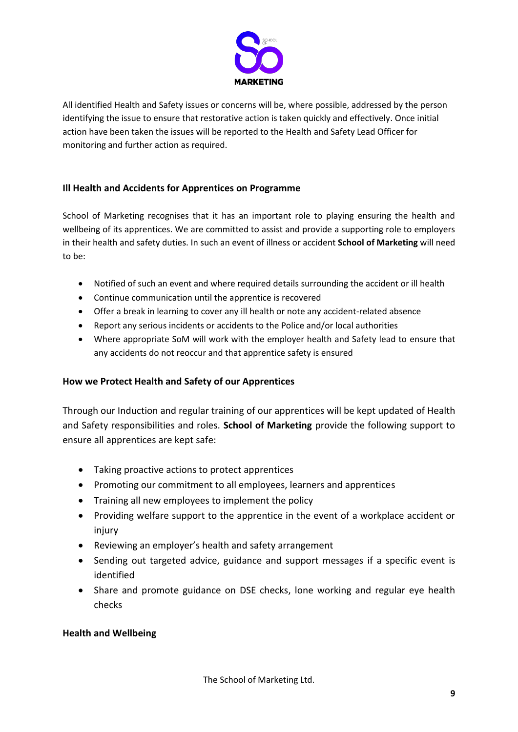All identified Health and Safety issues or concerns will be, where possible, addressed by the person identifying the issue to ensure that restorative action is taken quickly and effectively. Once initial action have been taken the issues will be reported to the Health and Safety Lead Officer for monitoring and further action as required.

**Ill Health and Accidents for Apprentices on Programme**

School of Marketing recognises that it has an important role to playing ensuring the health and wellbeing of its apprentices. We are committed to assist and provide a supporting role to employers in their health and safety duties. In such an event of illness or accident **School of Marketing** will need to be:

- Notified of such an event and where required details surrounding the accident or ill health
- Continue communication until the apprentice is recovered
- Offer a break in learning to cover any ill health or note any accident-related absence
- Report any serious incidents or accidents to the Police and/or local authorities
- Where appropriate SoM will work with the employer health and Safety lead to ensure that any accidents do not reoccur and that apprentice safety is ensured

**How we Protect Health and Safety of our Apprentices**

Through our Induction and regular training of our apprentices will be kept updated of Health and Safety responsibilities and roles. **School of Marketing** provide the following support to ensure all apprentices are kept safe:

- Taking proactive actions to protect apprentices
- Promoting our commitment to all employees, learners and apprentices
- Training all new employees to implement the policy
- Providing welfare support to the apprentice in the event of a workplace accident or injury
- Reviewing an employer's health and safety arrangement
- Sending out targeted advice, guidance and support messages if a specific event is identified
- Share and promote guidance on DSE checks, lone working and regular eye health checks

**Health and Wellbeing**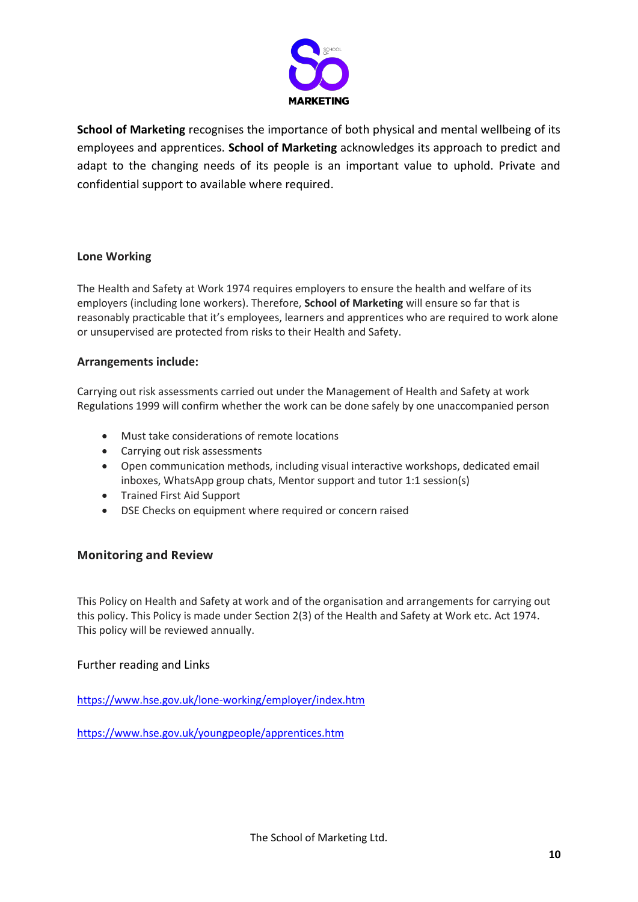**School of Marketing** recognises the importance of both physical and mental wellbeing of its employees and apprentices. **School of Marketing** acknowledges its approach to predict and adapt to the changing needs of its people is an important value to uphold. Private and confidential support to available where required.

### Lone Working

The Health and Safety at Work 1974 requires employers to ensure the health and welfare of its employers (including lone workers). Therefore, **School of Marketing** will ensure so far that is reasonably practicable that it's employees, learners and apprentices who are required to work alone or unsupervised are protected from risks to their Health and Safety.

#### Arrangements include:

Carrying out risk assessments carried out under the Management of Health and Safety at work Regulations 1999 will confirm whether the work can be done safely by one unaccompanied person

- Must take considerations of remote locations
- Carrying out risk assessments
- Open communication methods, including visual interactive workshops, dedicated email inboxes, WhatsApp group chats, Mentor support and tutor 1:1 session(s)
- Trained First Aid Support
- DSE Checks on equipment where required or concern raised

### Monitoring and Review

This Policy on Health and Safety at work and of the organisation and arrangements for carrying out this policy. This Policy is made under Section 2(3) of the Health and Safety at Work etc. Act 1974. This policy will be reviewed annually.

Further reading and Links

https://www.hse.gov.uk/lone-working/employer/index.htm

https://www.hse.gov.uk/youngpeople/apprentices.htm

The School of Marketing Ltd.